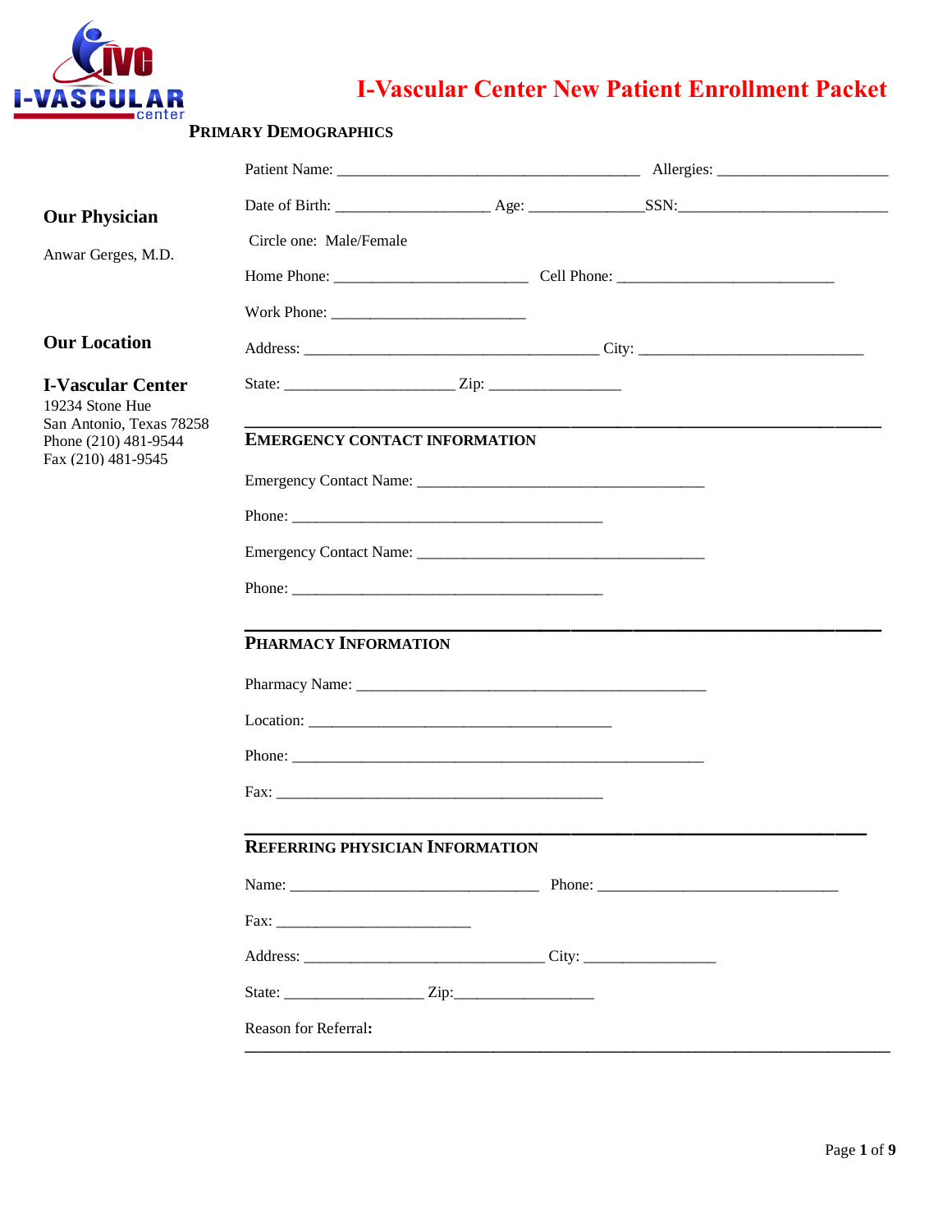# I-Vascular Center New Patient Enrollment Packet

I-VASCULAR center

**Our Physician**

Anwar Gerges, M.D.

**Our Location**

**I-Vascular Center**
19234 Stone Hue
San Antonio, Texas 78258
Phone (210) 481-9544
Fax (210) 481-9545

## PRIMARY DEMOGRAPHICS

Patient Name: ______________________________________ Allergies: _____________________

Date of Birth: ___________________ Age: ______________SSN:__________________________

Circle one: Male/Female

Home Phone: ________________________ Cell Phone: ___________________________

Work Phone: ________________________

Address: _____________________________________ City: ____________________________

State: _____________________ Zip: ________________

## EMERGENCY CONTACT INFORMATION

Emergency Contact Name: ____________________________________

Phone: _______________________________________

Emergency Contact Name: ____________________________________

Phone: _______________________________________

## PHARMACY INFORMATION

Pharmacy Name: ____________________________________________

Location: ______________________________________

Phone: ____________________________________________________

Fax: _________________________________________

## REFERRING PHYSICIAN INFORMATION

Name: _______________________________ Phone: ______________________________

Fax: ________________________

Address: ______________________________ City: ________________

State: _________________ Zip:_________________

Reason for Referral**:**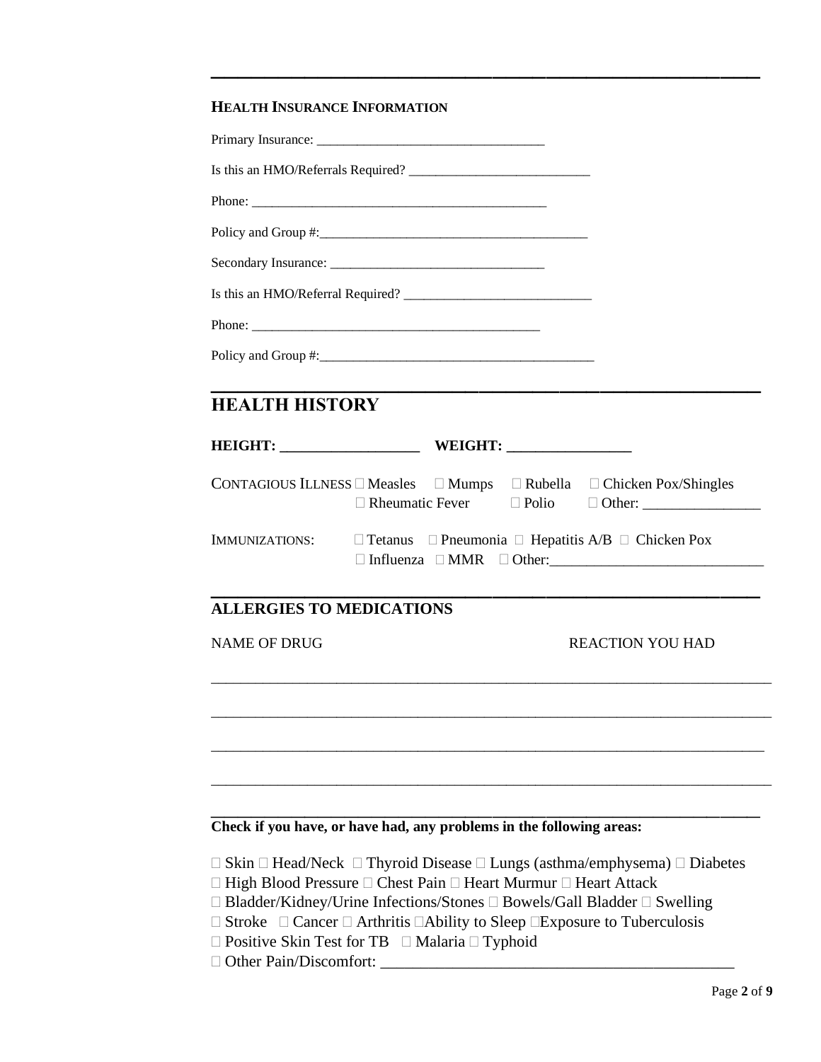## HEALTH INSURANCE INFORMATION

Primary Insurance: ________________________________

Is this an HMO/Referrals Required? __________________________

Phone: ____________________________________________

Policy and Group #:_______________________________________

Secondary Insurance: ________________________________

Is this an HMO/Referral Required? ____________________________

Phone: ____________________________________________

Policy and Group #:_______________________________________

## HEALTH HISTORY

**HEIGHT: __________________ WEIGHT: ________________**

CONTAGIOUS ILLNESS ☐ Measles ☐ Mumps ☐ Rubella ☐ Chicken Pox/Shingles
☐ Rheumatic Fever ☐ Polio ☐ Other: ________________

IMMUNIZATIONS: ☐ Tetanus ☐ Pneumonia ☐ Hepatitis A/B ☐ Chicken Pox
☐ Influenza ☐ MMR ☐ Other:_____________________________

## ALLERGIES TO MEDICATIONS

| NAME OF DRUG | REACTION YOU HAD |
|---|---|
| | |
| | |
| | |
| | |

**Check if you have, or have had, any problems in the following areas:**

☐ Skin ☐ Head/Neck ☐ Thyroid Disease ☐ Lungs (asthma/emphysema) ☐ Diabetes
☐ High Blood Pressure ☐ Chest Pain ☐ Heart Murmur ☐ Heart Attack
☐ Bladder/Kidney/Urine Infections/Stones ☐ Bowels/Gall Bladder ☐ Swelling
☐ Stroke ☐ Cancer ☐ Arthritis ☐Ability to Sleep ☐Exposure to Tuberculosis
☐ Positive Skin Test for TB ☐ Malaria ☐ Typhoid
☐ Other Pain/Discomfort: _____________________________________________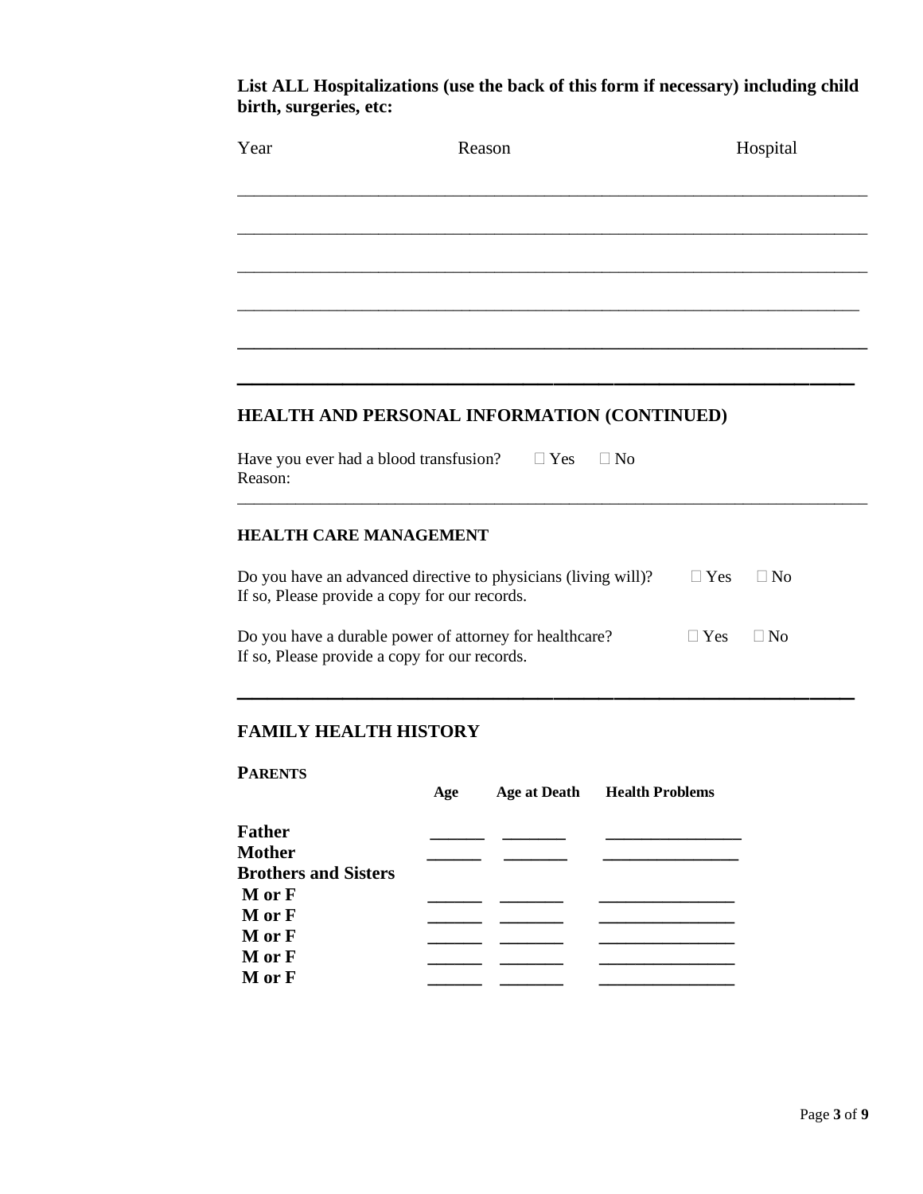**List ALL Hospitalizations (use the back of this form if necessary) including child birth, surgeries, etc:**

| Year | Reason | Hospital |
|---|---|---|
| | | |
| | | |
| | | |
| | | |
| | | |

## HEALTH AND PERSONAL INFORMATION (CONTINUED)

Have you ever had a blood transfusion? ☐ Yes ☐ No
Reason:

______________________________________________________________________

### HEALTH CARE MANAGEMENT

Do you have an advanced directive to physicians (living will)? ☐ Yes ☐ No
If so, Please provide a copy for our records.

Do you have a durable power of attorney for healthcare? ☐ Yes ☐ No
If so, Please provide a copy for our records.

## FAMILY HEALTH HISTORY

**PARENTS**

| | Age | Age at Death | Health Problems |
|---|---|---|---|
| **Father** | ______ | _______ | _______________ |
| **Mother** | ______ | _______ | _______________ |
| **Brothers and Sisters** | | | |
| **M or F** | ______ | _______ | _______________ |
| **M or F** | ______ | _______ | _______________ |
| **M or F** | ______ | _______ | _______________ |
| **M or F** | ______ | _______ | _______________ |
| **M or F** | ______ | _______ | _______________ |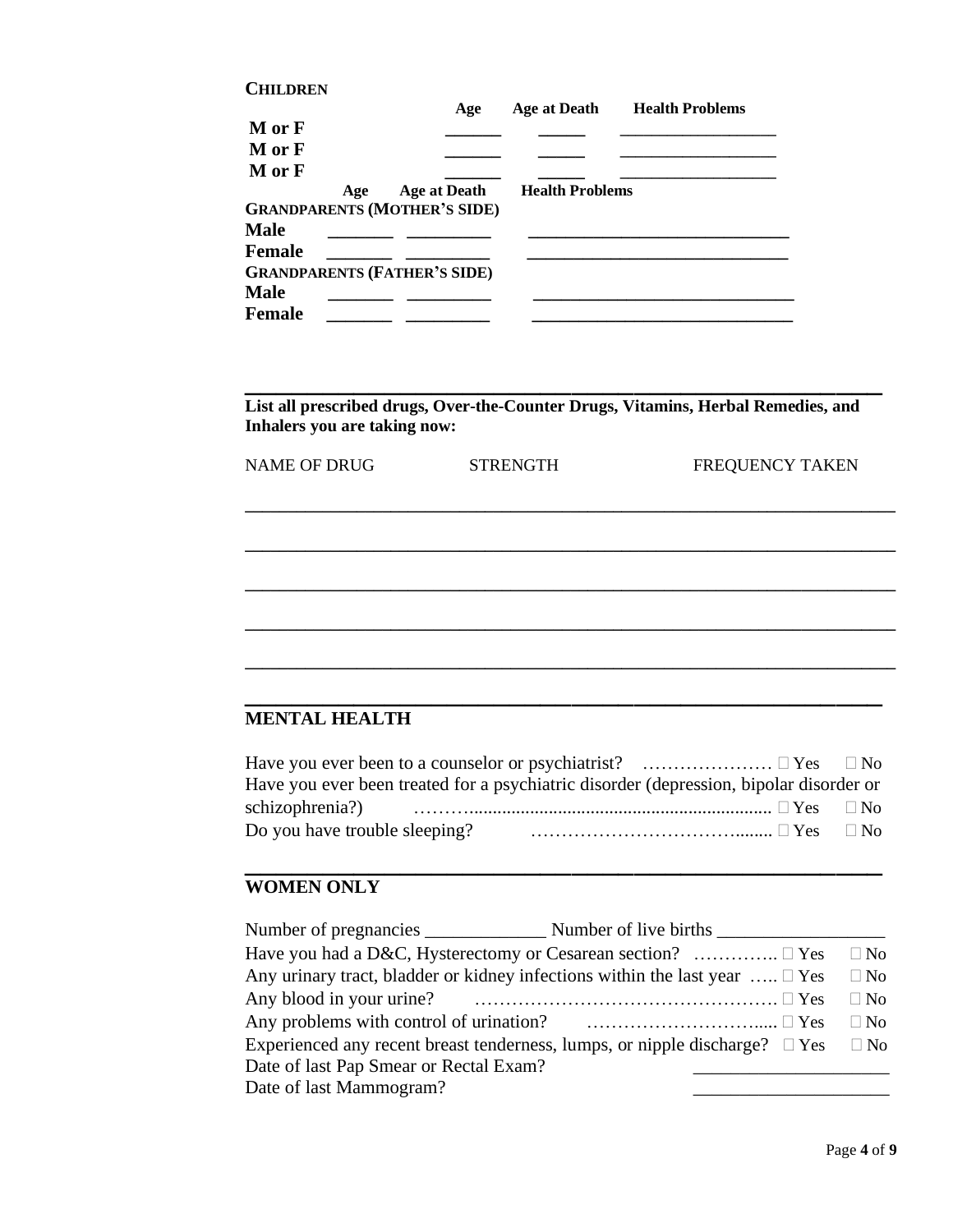**CHILDREN**

| | Age | Age at Death | Health Problems |
|---|---|---|---|
| M or F | ______ | _____ | __________________ |
| M or F | ______ | _____ | __________________ |
| M or F | ______ | _____ | __________________ |

| | Age | Age at Death | Health Problems |
|---|---|---|---|
| **GRANDPARENTS (MOTHER'S SIDE)** | | | |
| Male | _______ | _________ | _____________________________ |
| Female | _______ | _________ | _____________________________ |
| **GRANDPARENTS (FATHER'S SIDE)** | | | |
| Male | _______ | _________ | _____________________________ |
| Female | _______ | _________ | _____________________________ |

---

**List all prescribed drugs, Over-the-Counter Drugs, Vitamins, Herbal Remedies, and Inhalers you are taking now:**

| NAME OF DRUG | STRENGTH | FREQUENCY TAKEN |
|---|---|---|
| | | |
| | | |
| | | |
| | | |
| | | |

---

## MENTAL HEALTH

Have you ever been to a counselor or psychiatrist? ………………… ☐ Yes ☐ No

Have you ever been treated for a psychiatric disorder (depression, bipolar disorder or schizophrenia?) ……….............................................................. ☐ Yes ☐ No

Do you have trouble sleeping? …………………………….......... ☐ Yes ☐ No

---

## WOMEN ONLY

Number of pregnancies _____________ Number of live births _________________

Have you had a D&C, Hysterectomy or Cesarean section? ………….. ☐ Yes ☐ No

Any urinary tract, bladder or kidney infections within the last year ….. ☐ Yes ☐ No

Any blood in your urine? …………………………………………. ☐ Yes ☐ No

Any problems with control of urination? …………………………..... ☐ Yes ☐ No

Experienced any recent breast tenderness, lumps, or nipple discharge? ☐ Yes ☐ No

Date of last Pap Smear or Rectal Exam? _____________________

Date of last Mammogram? _____________________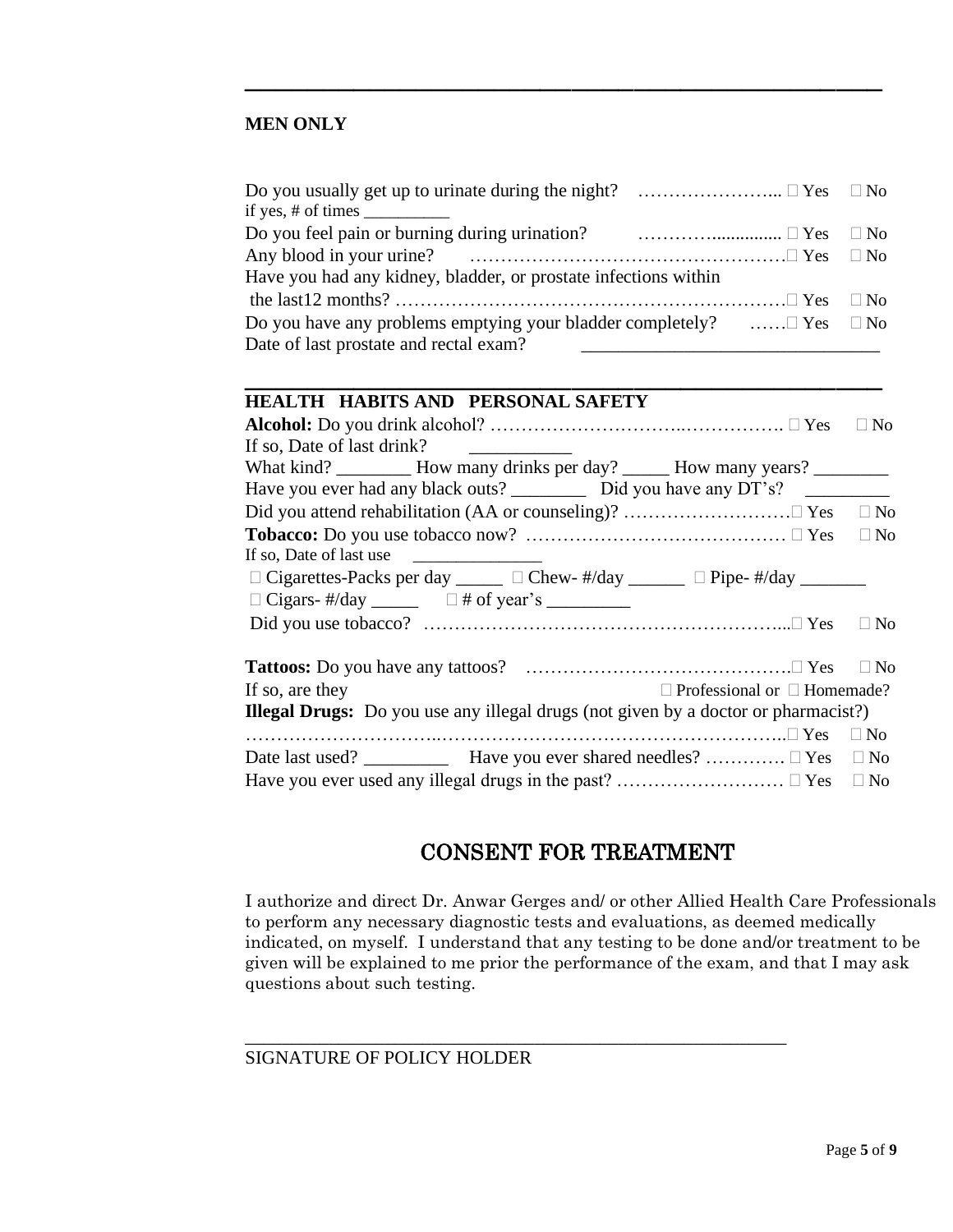---

**MEN ONLY**

Do you usually get up to urinate during the night? …………………... ☐ Yes ☐ No
if yes, # of times __________

Do you feel pain or burning during urination? …………............... ☐ Yes ☐ No

Any blood in your urine? ……………………………………………☐ Yes ☐ No

Have you had any kidney, bladder, or prostate infections within the last12 months? ……………………………………………………☐ Yes ☐ No

Do you have any problems emptying your bladder completely? ……☐ Yes ☐ No

Date of last prostate and rectal exam? _______________________________

---

**HEALTH HABITS AND PERSONAL SAFETY**

**Alcohol:** Do you drink alcohol? …………………………..……………. ☐ Yes ☐ No

If so, Date of last drink? ___________

What kind? ________ How many drinks per day? _____ How many years? ________

Have you ever had any black outs? ________ Did you have any DT's? _________

Did you attend rehabilitation (AA or counseling)? ………………………☐ Yes ☐ No

**Tobacco:** Do you use tobacco now? …………………………………… ☐ Yes ☐ No

If so, Date of last use ______________

☐ Cigarettes-Packs per day _____ ☐ Chew- #/day ______ ☐ Pipe- #/day _______

☐ Cigars- #/day _____ ☐ # of year's _________

Did you use tobacco? ………………………………………………...☐ Yes ☐ No

**Tattoos:** Do you have any tattoos? …………………………………….☐ Yes ☐ No

If so, are they ☐ Professional or ☐ Homemade?

**Illegal Drugs:** Do you use any illegal drugs (not given by a doctor or pharmacist?)
………………………..………………………………………………..☐ Yes ☐ No

Date last used? _________ Have you ever shared needles? …………. ☐ Yes ☐ No

Have you ever used any illegal drugs in the past? ……………………… ☐ Yes ☐ No

## CONSENT FOR TREATMENT

I authorize and direct Dr. Anwar Gerges and/ or other Allied Health Care Professionals to perform any necessary diagnostic tests and evaluations, as deemed medically indicated, on myself. I understand that any testing to be done and/or treatment to be given will be explained to me prior the performance of the exam, and that I may ask questions about such testing.

____________________________________________________________

SIGNATURE OF POLICY HOLDER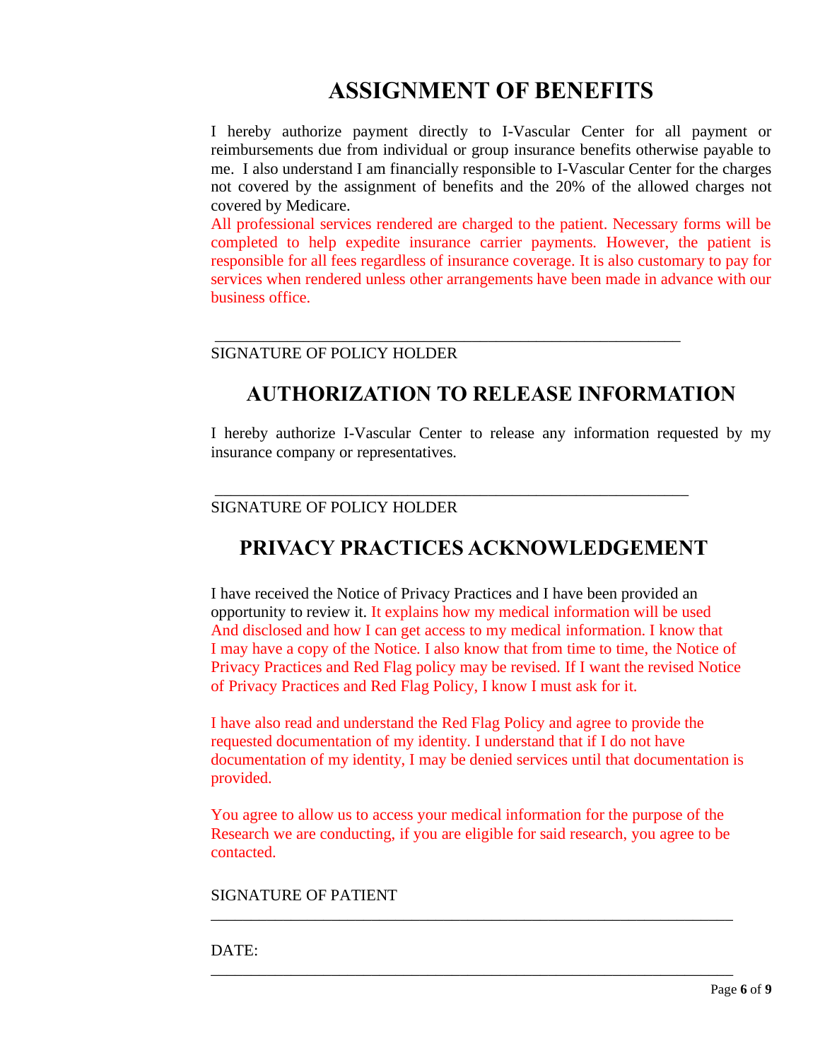# ASSIGNMENT OF BENEFITS

I hereby authorize payment directly to I-Vascular Center for all payment or reimbursements due from individual or group insurance benefits otherwise payable to me. I also understand I am financially responsible to I-Vascular Center for the charges not covered by the assignment of benefits and the 20% of the allowed charges not covered by Medicare.

All professional services rendered are charged to the patient. Necessary forms will be completed to help expedite insurance carrier payments. However, the patient is responsible for all fees regardless of insurance coverage. It is also customary to pay for services when rendered unless other arrangements have been made in advance with our business office.

_______________________________________________________

SIGNATURE OF POLICY HOLDER

# AUTHORIZATION TO RELEASE INFORMATION

I hereby authorize I-Vascular Center to release any information requested by my insurance company or representatives.

_______________________________________________________

SIGNATURE OF POLICY HOLDER

# PRIVACY PRACTICES ACKNOWLEDGEMENT

I have received the Notice of Privacy Practices and I have been provided an opportunity to review it. It explains how my medical information will be used And disclosed and how I can get access to my medical information. I know that I may have a copy of the Notice. I also know that from time to time, the Notice of Privacy Practices and Red Flag policy may be revised. If I want the revised Notice of Privacy Practices and Red Flag Policy, I know I must ask for it.

I have also read and understand the Red Flag Policy and agree to provide the requested documentation of my identity. I understand that if I do not have documentation of my identity, I may be denied services until that documentation is provided.

You agree to allow us to access your medical information for the purpose of the Research we are conducting, if you are eligible for said research, you agree to be contacted.

SIGNATURE OF PATIENT

_______________________________________________________

DATE:

_______________________________________________________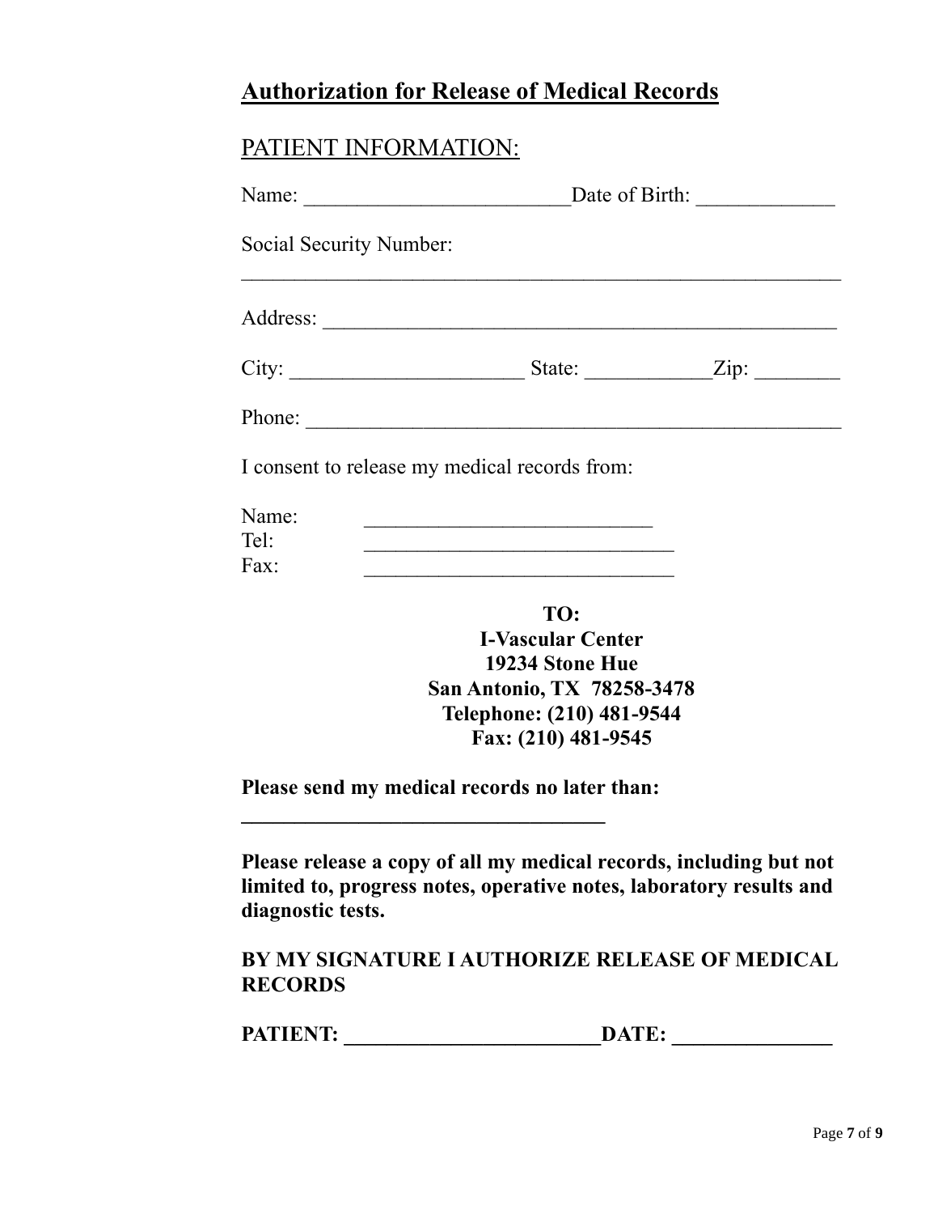## **Authorization for Release of Medical Records**

PATIENT INFORMATION:

Name: ________________________ Date of Birth: ____________

Social Security Number:

_______________________________________________________

Address: _______________________________________________

City: _____________________ State: ___________ Zip: _______

Phone: ________________________________________________

I consent to release my medical records from:

Name: __________________________
Tel: ____________________________
Fax: ____________________________

**TO:**
**I-Vascular Center**
**19234 Stone Hue**
**San Antonio, TX 78258-3478**
**Telephone: (210) 481-9544**
**Fax: (210) 481-9545**

**Please send my medical records no later than:**

**_________________________________**

**Please release a copy of all my medical records, including but not limited to, progress notes, operative notes, laboratory results and diagnostic tests.**

**BY MY SIGNATURE I AUTHORIZE RELEASE OF MEDICAL RECORDS**

**PATIENT: ________________________ DATE: _______________**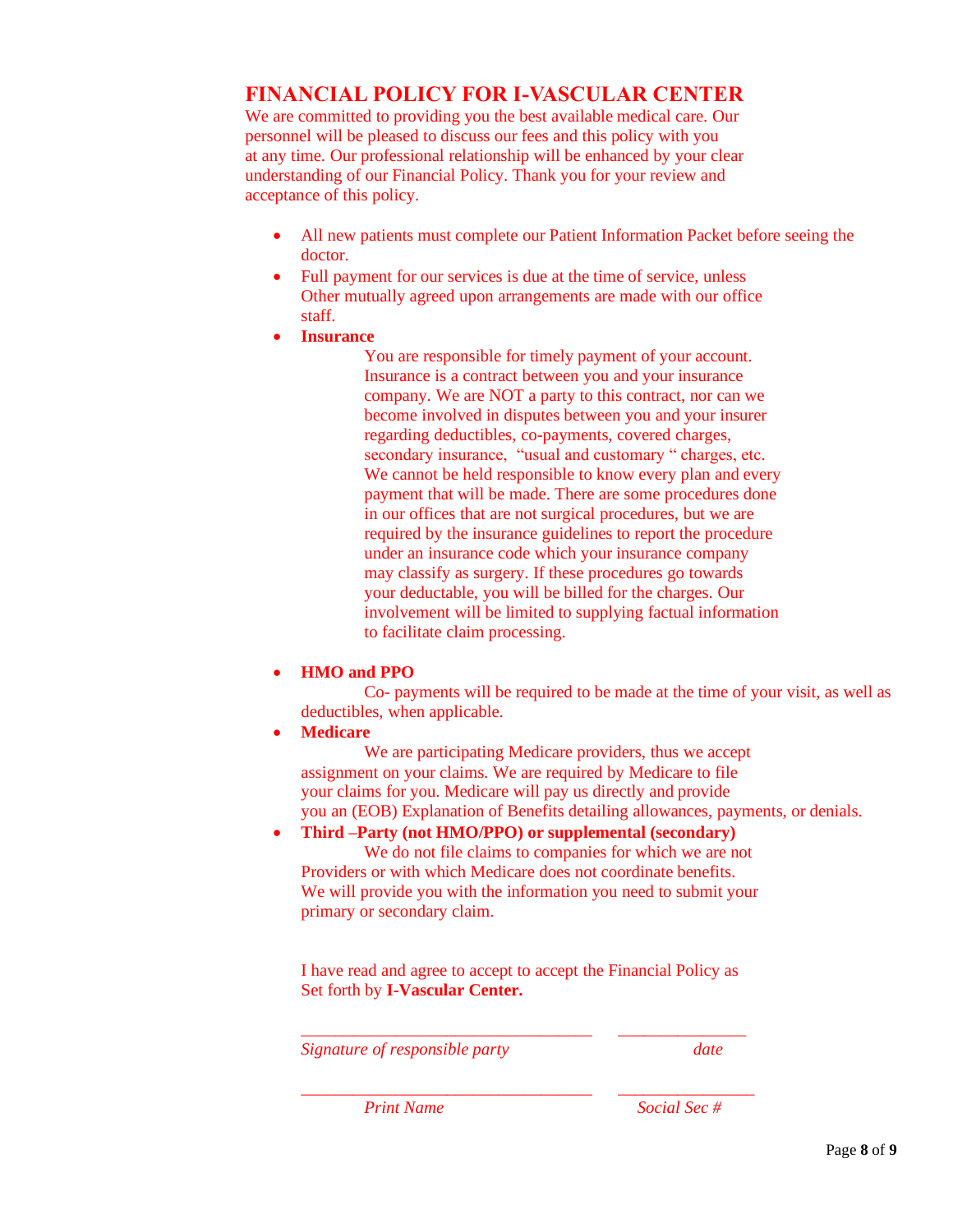# FINANCIAL POLICY FOR I-VASCULAR CENTER

We are committed to providing you the best available medical care. Our personnel will be pleased to discuss our fees and this policy with you at any time. Our professional relationship will be enhanced by your clear understanding of our Financial Policy. Thank you for your review and acceptance of this policy.

- All new patients must complete our Patient Information Packet before seeing the doctor.
- Full payment for our services is due at the time of service, unless Other mutually agreed upon arrangements are made with our office staff.
- **Insurance**

  You are responsible for timely payment of your account. Insurance is a contract between you and your insurance company. We are NOT a party to this contract, nor can we become involved in disputes between you and your insurer regarding deductibles, co-payments, covered charges, secondary insurance, "usual and customary " charges, etc. We cannot be held responsible to know every plan and every payment that will be made. There are some procedures done in our offices that are not surgical procedures, but we are required by the insurance guidelines to report the procedure under an insurance code which your insurance company may classify as surgery. If these procedures go towards your deductable, you will be billed for the charges. Our involvement will be limited to supplying factual information to facilitate claim processing.

- **HMO and PPO**

  Co- payments will be required to be made at the time of your visit, as well as deductibles, when applicable.
- **Medicare**

  We are participating Medicare providers, thus we accept assignment on your claims. We are required by Medicare to file your claims for you. Medicare will pay us directly and provide you an (EOB) Explanation of Benefits detailing allowances, payments, or denials.
- **Third –Party (not HMO/PPO) or supplemental (secondary)**

  We do not file claims to companies for which we are not Providers or with which Medicare does not coordinate benefits. We will provide you with the information you need to submit your primary or secondary claim.

I have read and agree to accept to accept the Financial Policy as Set forth by **I-Vascular Center.**

_________________________________ _______________

*Signature of responsible party* *date*

_________________________________ _______________

*Print Name* *Social Sec #*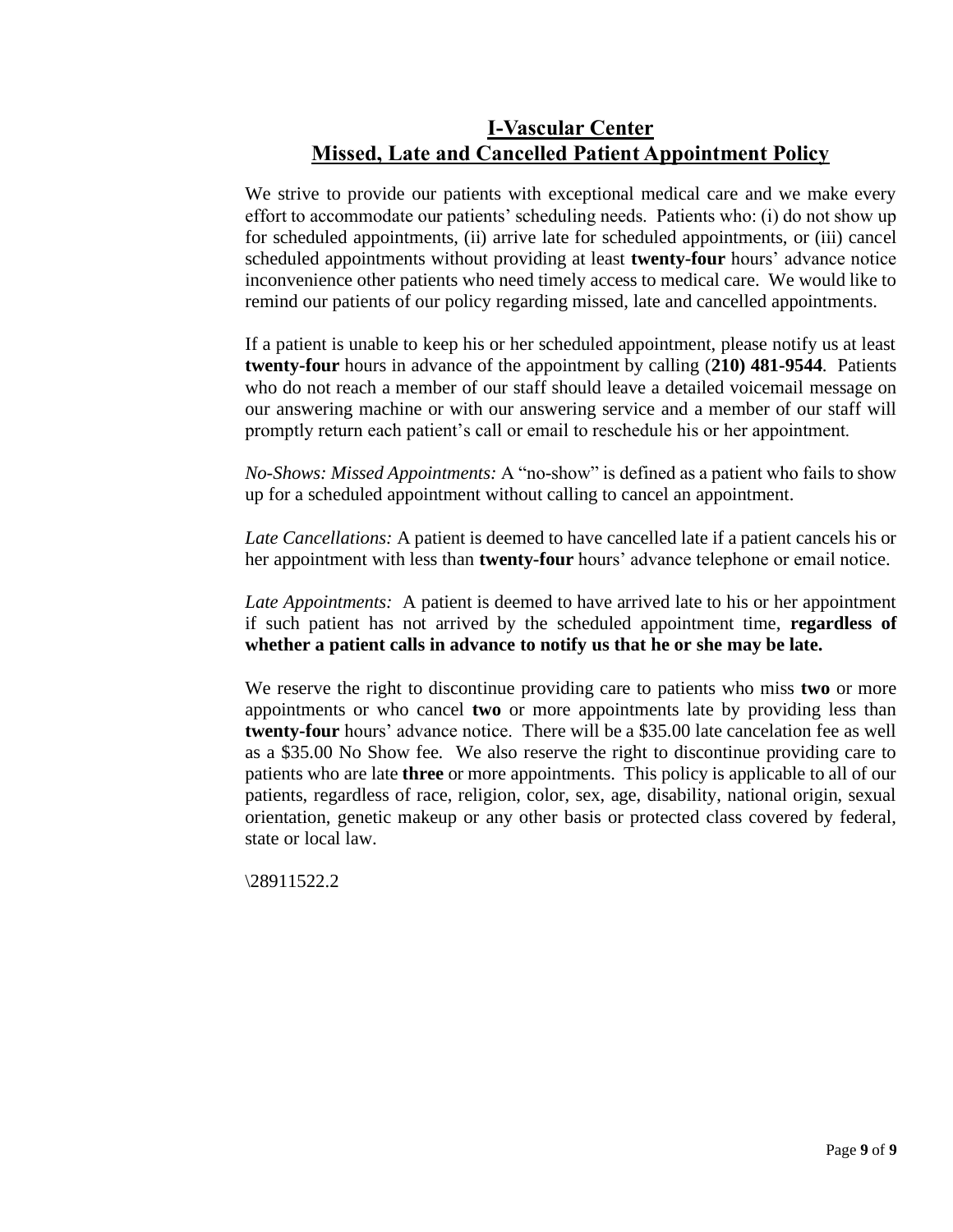# I-Vascular Center
## Missed, Late and Cancelled Patient Appointment Policy

We strive to provide our patients with exceptional medical care and we make every effort to accommodate our patients' scheduling needs. Patients who: (i) do not show up for scheduled appointments, (ii) arrive late for scheduled appointments, or (iii) cancel scheduled appointments without providing at least **twenty-four** hours' advance notice inconvenience other patients who need timely access to medical care. We would like to remind our patients of our policy regarding missed, late and cancelled appointments.

If a patient is unable to keep his or her scheduled appointment, please notify us at least **twenty-four** hours in advance of the appointment by calling (**210) 481-9544**. Patients who do not reach a member of our staff should leave a detailed voicemail message on our answering machine or with our answering service and a member of our staff will promptly return each patient's call or email to reschedule his or her appointment.

*No-Shows: Missed Appointments:* A "no-show" is defined as a patient who fails to show up for a scheduled appointment without calling to cancel an appointment.

*Late Cancellations:* A patient is deemed to have cancelled late if a patient cancels his or her appointment with less than **twenty-four** hours' advance telephone or email notice.

*Late Appointments:* A patient is deemed to have arrived late to his or her appointment if such patient has not arrived by the scheduled appointment time, **regardless of whether a patient calls in advance to notify us that he or she may be late.**

We reserve the right to discontinue providing care to patients who miss **two** or more appointments or who cancel **two** or more appointments late by providing less than **twenty-four** hours' advance notice. There will be a $35.00 late cancelation fee as well as a $35.00 No Show fee. We also reserve the right to discontinue providing care to patients who are late **three** or more appointments. This policy is applicable to all of our patients, regardless of race, religion, color, sex, age, disability, national origin, sexual orientation, genetic makeup or any other basis or protected class covered by federal, state or local law.

\28911522.2